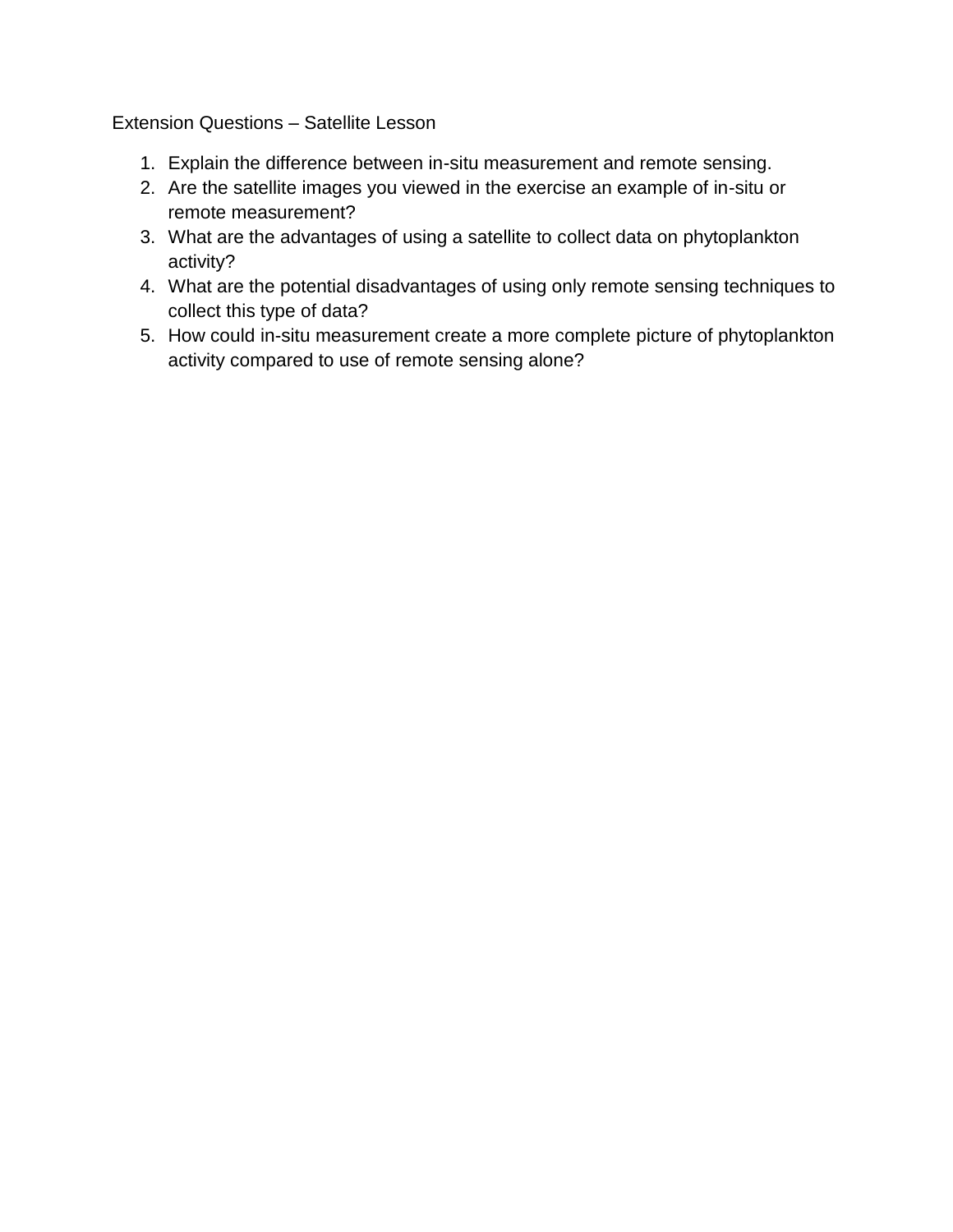Extension Questions – Satellite Lesson

1. Explain the difference between in-situ measurement and remote sensing.
2. Are the satellite images you viewed in the exercise an example of in-situ or remote measurement?
3. What are the advantages of using a satellite to collect data on phytoplankton activity?
4. What are the potential disadvantages of using only remote sensing techniques to collect this type of data?
5. How could in-situ measurement create a more complete picture of phytoplankton activity compared to use of remote sensing alone?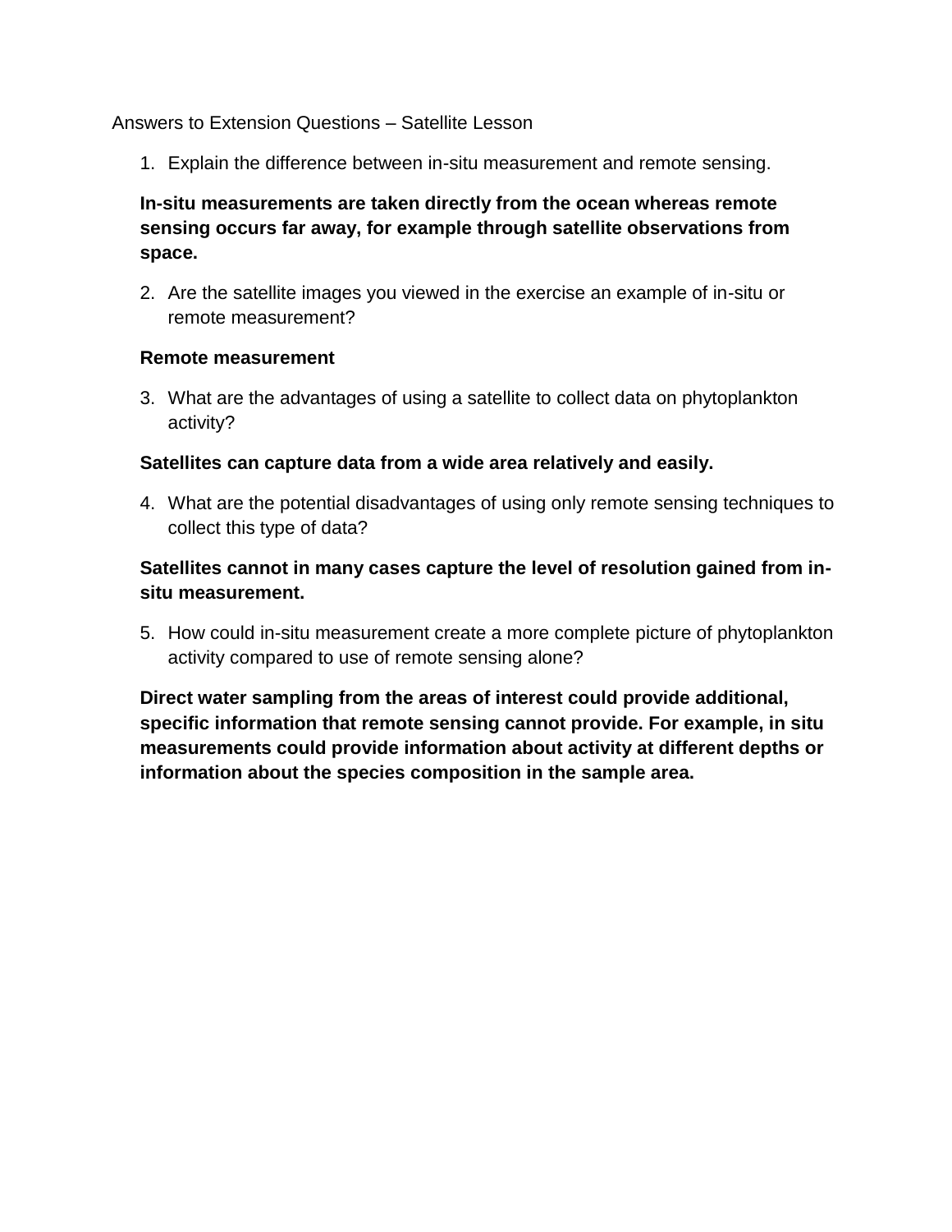Answers to Extension Questions – Satellite Lesson

1. Explain the difference between in-situ measurement and remote sensing.

   **In-situ measurements are taken directly from the ocean whereas remote sensing occurs far away, for example through satellite observations from space.**

2. Are the satellite images you viewed in the exercise an example of in-situ or remote measurement?

   **Remote measurement**

3. What are the advantages of using a satellite to collect data on phytoplankton activity?

   **Satellites can capture data from a wide area relatively and easily.**

4. What are the potential disadvantages of using only remote sensing techniques to collect this type of data?

   **Satellites cannot in many cases capture the level of resolution gained from in-situ measurement.**

5. How could in-situ measurement create a more complete picture of phytoplankton activity compared to use of remote sensing alone?

   **Direct water sampling from the areas of interest could provide additional, specific information that remote sensing cannot provide. For example, in situ measurements could provide information about activity at different depths or information about the species composition in the sample area.**